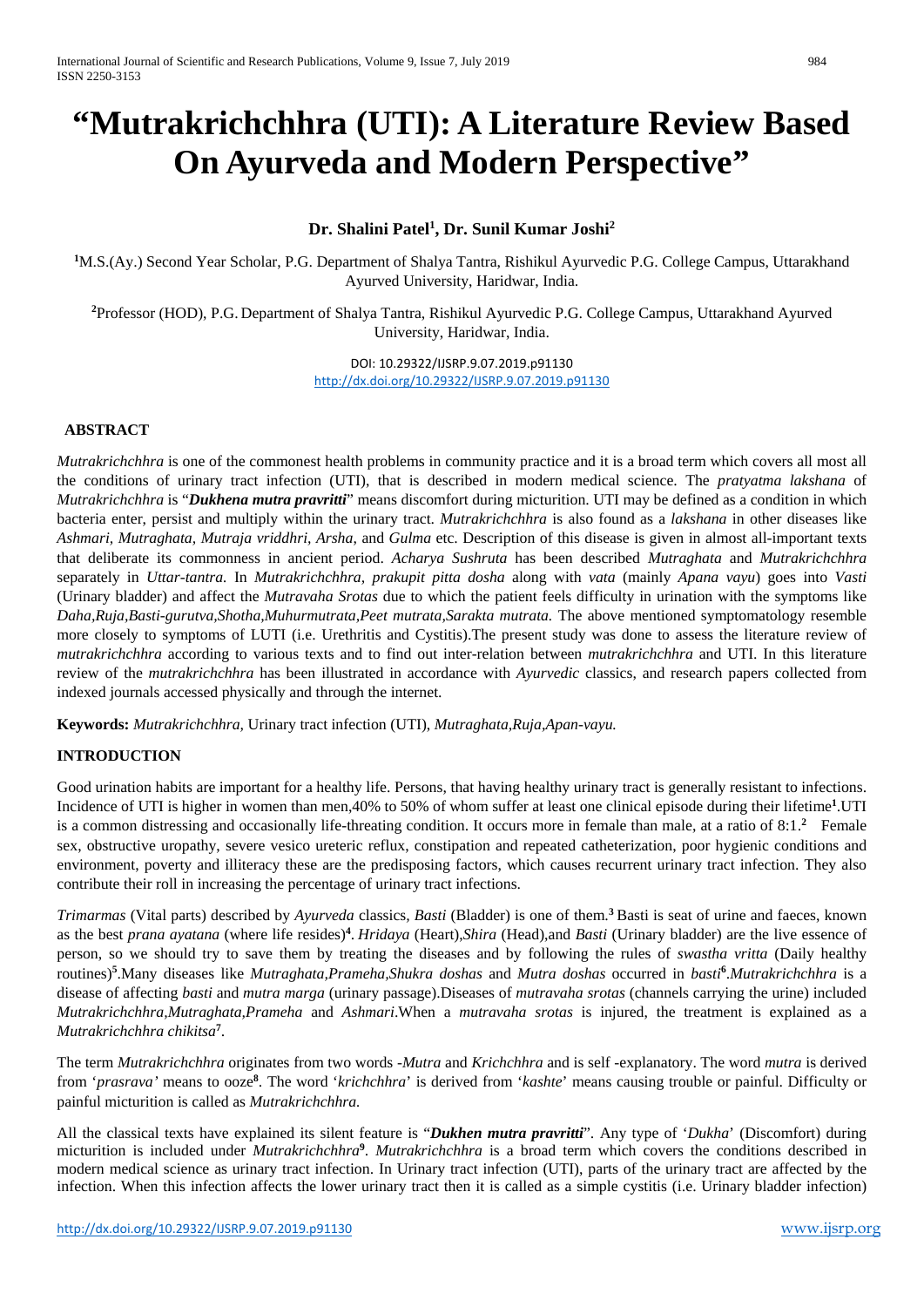# "Mutrakrichchhra (UTI): A Literature Review Based On Ayurveda and Modern Perspective"

**Dr. Shalini Patel[1], Dr. Sunil Kumar Joshi[2]**

[1]M.S.(Ay.) Second Year Scholar, P.G. Department of Shalya Tantra, Rishikul Ayurvedic P.G. College Campus, Uttarakhand Ayurved University, Haridwar, India.

[2]Professor (HOD), P.G. Department of Shalya Tantra, Rishikul Ayurvedic P.G. College Campus, Uttarakhand Ayurved University, Haridwar, India.

DOI: 10.29322/IJSRP.9.07.2019.p91130
http://dx.doi.org/10.29322/IJSRP.9.07.2019.p91130

## ABSTRACT

*Mutrakrichchhra* is one of the commonest health problems in community practice and it is a broad term which covers all most all the conditions of urinary tract infection (UTI), that is described in modern medical science. The *pratyatma lakshana* of *Mutrakrichchhra* is "***Dukhena mutra pravritti***" means discomfort during micturition. UTI may be defined as a condition in which bacteria enter, persist and multiply within the urinary tract. *Mutrakrichchhra* is also found as a *lakshana* in other diseases like *Ashmari, Mutraghata, Mutraja vriddhri, Arsha,* and *Gulma* etc. Description of this disease is given in almost all-important texts that deliberate its commonness in ancient period. *Acharya Sushruta* has been described *Mutraghata* and *Mutrakrichchhra* separately in *Uttar-tantra.* In *Mutrakrichchhra, prakupit pitta dosha* along with *vata* (mainly *Apana vayu*) goes into *Vasti* (Urinary bladder) and affect the *Mutravaha Srotas* due to which the patient feels difficulty in urination with the symptoms like *Daha,Ruja,Basti-gurutva,Shotha,Muhurmutrata,Peet mutrata,Sarakta mutrata.* The above mentioned symptomatology resemble more closely to symptoms of LUTI (i.e. Urethritis and Cystitis).The present study was done to assess the literature review of *mutrakrichchhra* according to various texts and to find out inter-relation between *mutrakrichchhra* and UTI. In this literature review of the *mutrakrichchhra* has been illustrated in accordance with *Ayurvedic* classics, and research papers collected from indexed journals accessed physically and through the internet.

**Keywords:** *Mutrakrichchhra,* Urinary tract infection (UTI), *Mutraghata,Ruja,Apan-vayu.*

## INTRODUCTION

Good urination habits are important for a healthy life. Persons, that having healthy urinary tract is generally resistant to infections. Incidence of UTI is higher in women than men,40% to 50% of whom suffer at least one clinical episode during their lifetime[1].UTI is a common distressing and occasionally life-threating condition. It occurs more in female than male, at a ratio of 8:1.[2] Female sex, obstructive uropathy, severe vesico ureteric reflux, constipation and repeated catheterization, poor hygienic conditions and environment, poverty and illiteracy these are the predisposing factors, which causes recurrent urinary tract infection. They also contribute their roll in increasing the percentage of urinary tract infections.

*Trimarmas* (Vital parts) described by *Ayurveda* classics, *Basti* (Bladder) is one of them.[3] Basti is seat of urine and faeces, known as the best *prana ayatana* (where life resides)[4]. *Hridaya* (Heart),*Shira* (Head),and *Basti* (Urinary bladder) are the live essence of person, so we should try to save them by treating the diseases and by following the rules of *swastha vritta* (Daily healthy routines)[5].Many diseases like *Mutraghata,Prameha,Shukra doshas* and *Mutra doshas* occurred in *basti*[6].*Mutrakrichchhra* is a disease of affecting *basti* and *mutra marga* (urinary passage).Diseases of *mutravaha srotas* (channels carrying the urine) included *Mutrakrichchhra,Mutraghata,Prameha* and *Ashmari*.When a *mutravaha srotas* is injured, the treatment is explained as a *Mutrakrichchhra chikitsa*[7].

The term *Mutrakrichchhra* originates from two words -*Mutra* and *Krichchhra* and is self -explanatory. The word *mutra* is derived from '*prasrava'* means to ooze[8]. The word '*krichchhra*' is derived from '*kashte*' means causing trouble or painful. Difficulty or painful micturition is called as *Mutrakrichchhra.*

All the classical texts have explained its silent feature is "***Dukhen mutra pravritti***". Any type of '*Dukha*' (Discomfort) during micturition is included under *Mutrakrichchhra*[9]. *Mutrakrichchhra* is a broad term which covers the conditions described in modern medical science as urinary tract infection. In Urinary tract infection (UTI), parts of the urinary tract are affected by the infection. When this infection affects the lower urinary tract then it is called as a simple cystitis (i.e. Urinary bladder infection)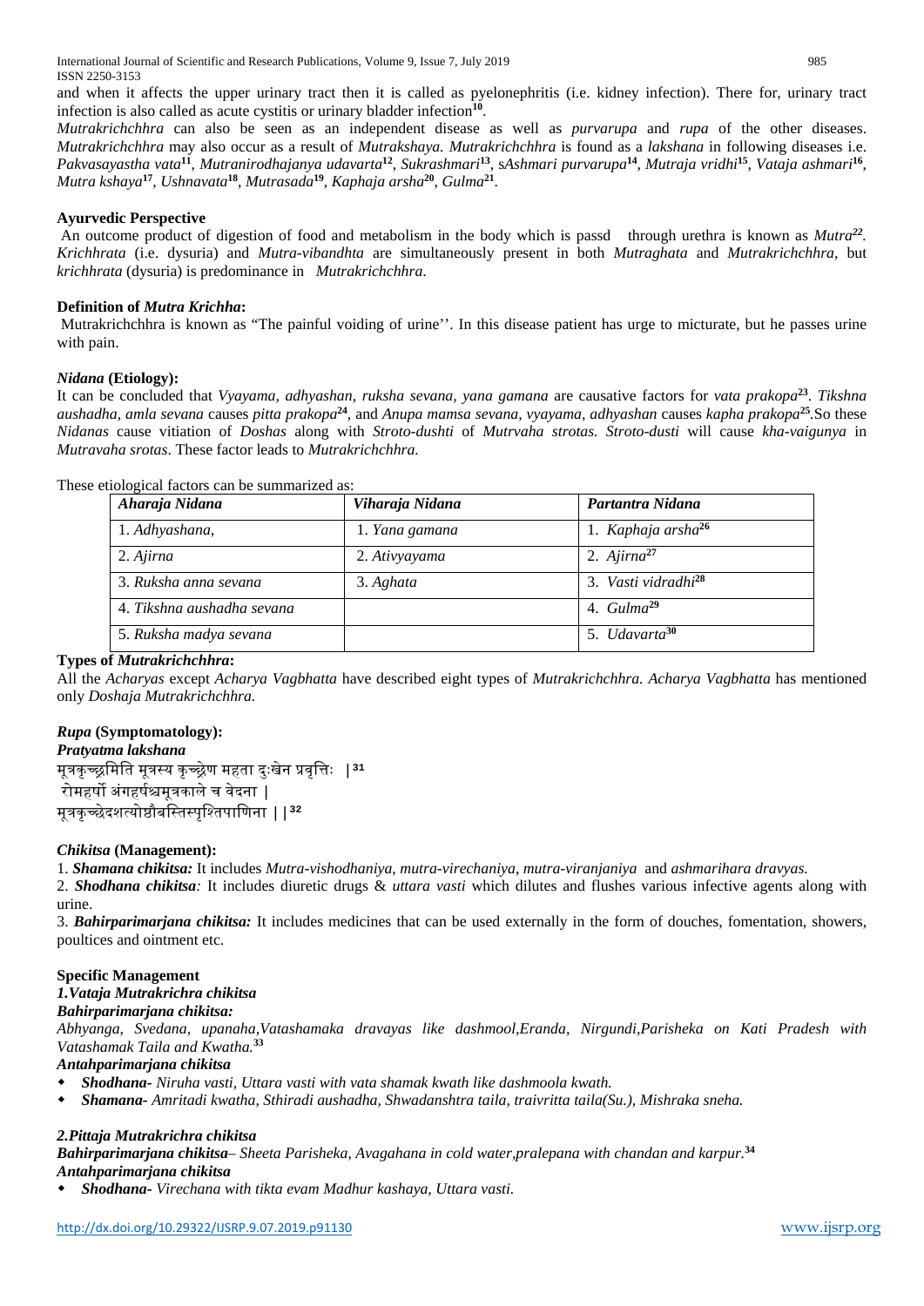and when it affects the upper urinary tract then it is called as pyelonephritis (i.e. kidney infection). There for, urinary tract infection is also called as acute cystitis or urinary bladder infection[10].

*Mutrakrichchhra* can also be seen as an independent disease as well as *purvarupa* and *rupa* of the other diseases. *Mutrakrichchhra* may also occur as a result of *Mutrakshaya. Mutrakrichchhra* is found as a *lakshana* in following diseases i.e. *Pakvasayastha vata*[11], *Mutranirodhajanya udavarta*[12], *Sukrashmari*[13], s*Ashmari purvarupa*[14], *Mutraja vridhi*[15], *Vataja ashmari*[16], *Mutra kshaya*[17], *Ushnavata*[18], *Mutrasada*[19], *Kaphaja arsha*[20], *Gulma*[21].

## Ayurvedic Perspective

An outcome product of digestion of food and metabolism in the body which is passd through urethra is known as *Mutra*[22]. *Krichhrata* (i.e. dysuria) and *Mutra-vibandhta* are simultaneously present in both *Mutraghata* and *Mutrakrichchhra*, but *krichhrata* (dysuria) is predominance in *Mutrakrichchhra.*

## Definition of *Mutra Krichha*:

Mutrakrichchhra is known as "The painful voiding of urine''. In this disease patient has urge to micturate, but he passes urine with pain.

## *Nidana* (Etiology):

It can be concluded that *Vyayama, adhyashan, ruksha sevana, yana gamana* are causative factors for *vata prakopa*[23]. *Tikshna aushadha, amla sevana* causes *pitta prakopa*[24], and *Anupa mamsa sevana, vyayama, adhyashan* causes *kapha prakopa*[25].So these *Nidanas* cause vitiation of *Doshas* along with *Stroto-dushti* of *Mutrvaha strotas. Stroto-dusti* will cause *kha-vaigunya* in *Mutravaha srotas*. These factor leads to *Mutrakrichchhra.*

These etiological factors can be summarized as:

| *Aharaja Nidana* | *Viharaja Nidana* | *Partantra Nidana* |
|---|---|---|
| 1. *Adhyashana,* | 1. *Yana gamana* | 1. *Kaphaja arsha*[26] |
| 2. *Ajirna* | 2. *Ativyayama* | 2. *Ajirna*[27] |
| 3. *Ruksha anna sevana* | 3. *Aghata* | 3. *Vasti vidradhi*[28] |
| 4. *Tikshna aushadha sevana* | | 4. *Gulma*[29] |
| 5. *Ruksha madya sevana* | | 5. *Udavarta*[30] |

## Types of *Mutrakrichchhra*:

All the *Acharyas* except *Acharya Vagbhatta* have described eight types of *Mutrakrichchhra. Acharya Vagbhatta* has mentioned only *Doshaja Mutrakrichchhra.*

## *Rupa* (Symptomatology):

### *Pratyatma lakshana*

मूत्रकृच्छ्रमिति मूत्रस्य कृच्छ्रेण महता दुःखेन प्रवृत्तिः |[31]
रोमहर्षो अंगहर्षश्चमूत्रकाले च वेदना |
मूत्रकृच्छ्रेदशत्योष्ठौबस्तिस्पृश्तिपाणिना ||[32]

## *Chikitsa* (Management):

1. ***Shamana chikitsa:*** It includes *Mutra-vishodhaniya, mutra-virechaniya, mutra-viranjaniya* and *ashmarihara dravyas.*
2. ***Shodhana chikitsa:*** It includes diuretic drugs & *uttara vasti* which dilutes and flushes various infective agents along with urine.
3. ***Bahirparimarjana chikitsa:*** It includes medicines that can be used externally in the form of douches, fomentation, showers, poultices and ointment etc.

## Specific Management

### *1.Vataja Mutrakrichra chikitsa*

***Bahirparimarjana chikitsa:***

*Abhyanga, Svedana, upanaha,Vatashamaka dravayas like dashmool,Eranda, Nirgundi,Parisheka on Kati Pradesh with Vatashamak Taila and Kwatha.*[33]

***Antahparimarjana chikitsa***

- ***Shodhana-*** *Niruha vasti, Uttara vasti with vata shamak kwath like dashmoola kwath.*
- ***Shamana-*** *Amritadi kwatha, Sthiradi aushadha, Shwadanshtra taila, traivritta taila(Su.), Mishraka sneha.*

### *2.Pittaja Mutrakrichra chikitsa*

***Bahirparimarjana chikitsa***– *Sheeta Parisheka, Avagahana in cold water,pralepana with chandan and karpur.*[34]

***Antahparimarjana chikitsa***

- ***Shodhana-*** *Virechana with tikta evam Madhur kashaya, Uttara vasti.*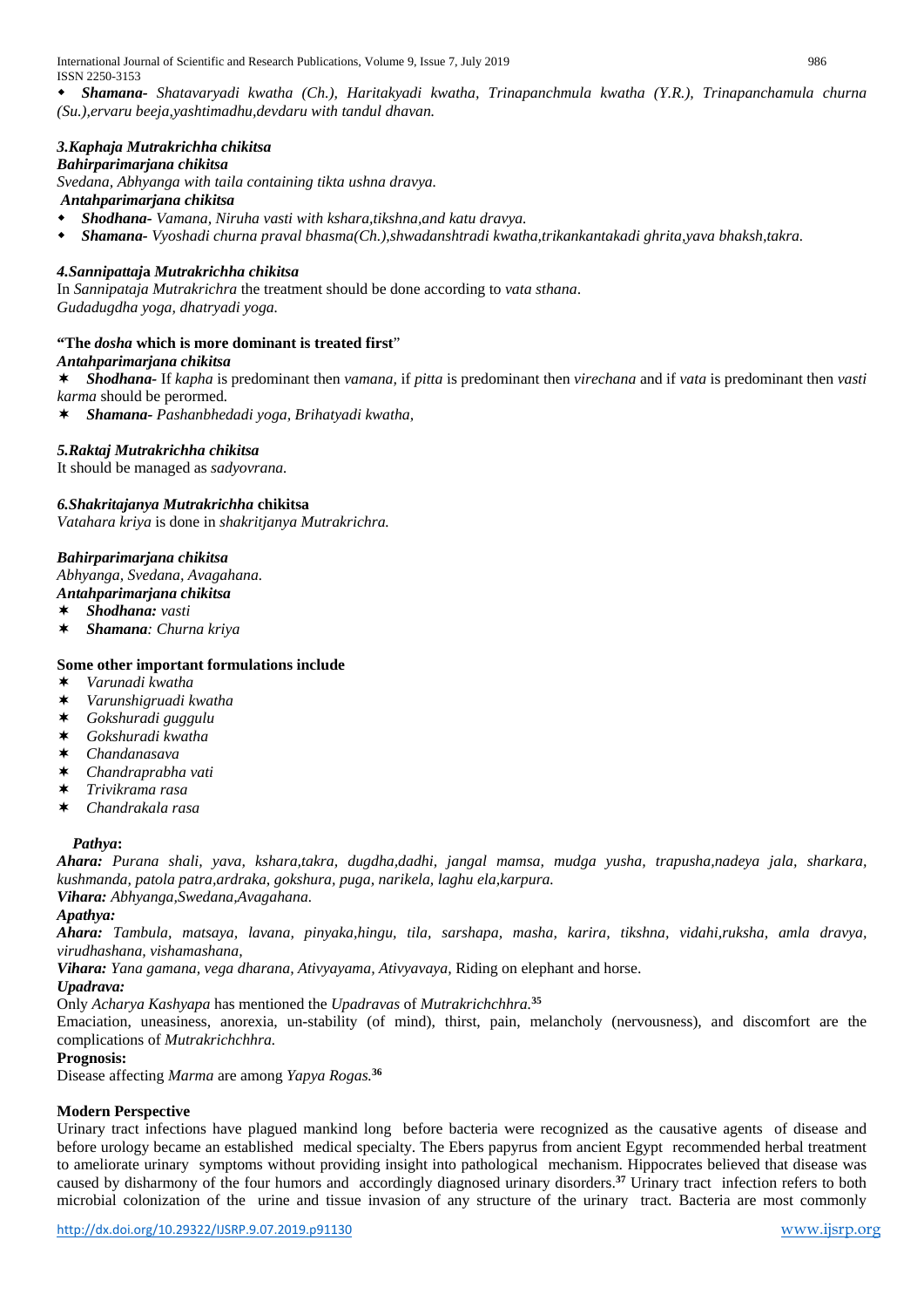- ***Shamana-*** *Shatavaryadi kwatha (Ch.), Haritakyadi kwatha, Trinapanchmula kwatha (Y.R.), Trinapanchamula churna (Su.),ervaru beeja,yashtimadhu,devdaru with tandul dhavan.*

### *3.Kaphaja Mutrakrichha chikitsa*

***Bahirparimarjana chikitsa***

*Svedana, Abhyanga with taila containing tikta ushna dravya.*

***Antahparimarjana chikitsa***

- ***Shodhana-*** *Vamana, Niruha vasti with kshara,tikshna,and katu dravya.*
- ***Shamana-*** *Vyoshadi churna praval bhasma(Ch.),shwadanshtradi kwatha,trikankantakadi ghrita,yava bhaksh,takra.*

### *4.Sannipattaja Mutrakrichha chikitsa*

In *Sannipataja Mutrakrichra* the treatment should be done according to *vata sthana*.
*Gudadugdha yoga, dhatryadi yoga.*

**"The *dosha* which is more dominant is treated first"**

***Antahparimarjana chikitsa***

- ***Shodhana-*** If *kapha* is predominant then *vamana*, if *pitta* is predominant then *virechana* and if *vata* is predominant then *vasti karma* should be perormed.
- ***Shamana-*** *Pashanbhedadi yoga, Brihatyadi kwatha,*

### *5.Raktaj Mutrakrichha chikitsa*

It should be managed as *sadyovrana.*

### *6.Shakritajanya Mutrakrichha* chikitsa

*Vatahara kriya* is done in *shakritjanya Mutrakrichra.*

***Bahirparimarjana chikitsa***

*Abhyanga, Svedana, Avagahana.*

***Antahparimarjana chikitsa***

- ***Shodhana:*** *vasti*
- ***Shamana****: Churna kriya*

**Some other important formulations include**

- *Varunadi kwatha*
- *Varunshigruadi kwatha*
- *Gokshuradi guggulu*
- *Gokshuradi kwatha*
- *Chandanasava*
- *Chandraprabha vati*
- *Trivikrama rasa*
- *Chandrakala rasa*

***Pathya*:**

***Ahara:*** *Purana shali, yava, kshara,takra, dugdha,dadhi, jangal mamsa, mudga yusha, trapusha,nadeya jala, sharkara, kushmanda, patola patra,ardraka, gokshura, puga, narikela, laghu ela,karpura.*

***Vihara:*** *Abhyanga,Swedana,Avagahana.*

***Apathya:***

***Ahara:*** *Tambula, matsaya, lavana, pinyaka,hingu, tila, sarshapa, masha, karira, tikshna, vidahi,ruksha, amla dravya, virudhashana, vishamashana,*

***Vihara:*** *Yana gamana, vega dharana, Ativyayama, Ativyavaya,* Riding on elephant and horse.

***Upadrava:***

Only *Acharya Kashyapa* has mentioned the *Upadravas* of *Mutrakrichchhra.*[35]

Emaciation, uneasiness, anorexia, un-stability (of mind), thirst, pain, melancholy (nervousness), and discomfort are the complications of *Mutrakrichchhra.*

**Prognosis:**

Disease affecting *Marma* are among *Yapya Rogas.*[36]

## Modern Perspective

Urinary tract infections have plagued mankind long before bacteria were recognized as the causative agents of disease and before urology became an established medical specialty. The Ebers papyrus from ancient Egypt recommended herbal treatment to ameliorate urinary symptoms without providing insight into pathological mechanism. Hippocrates believed that disease was caused by disharmony of the four humors and accordingly diagnosed urinary disorders.[37] Urinary tract infection refers to both microbial colonization of the urine and tissue invasion of any structure of the urinary tract. Bacteria are most commonly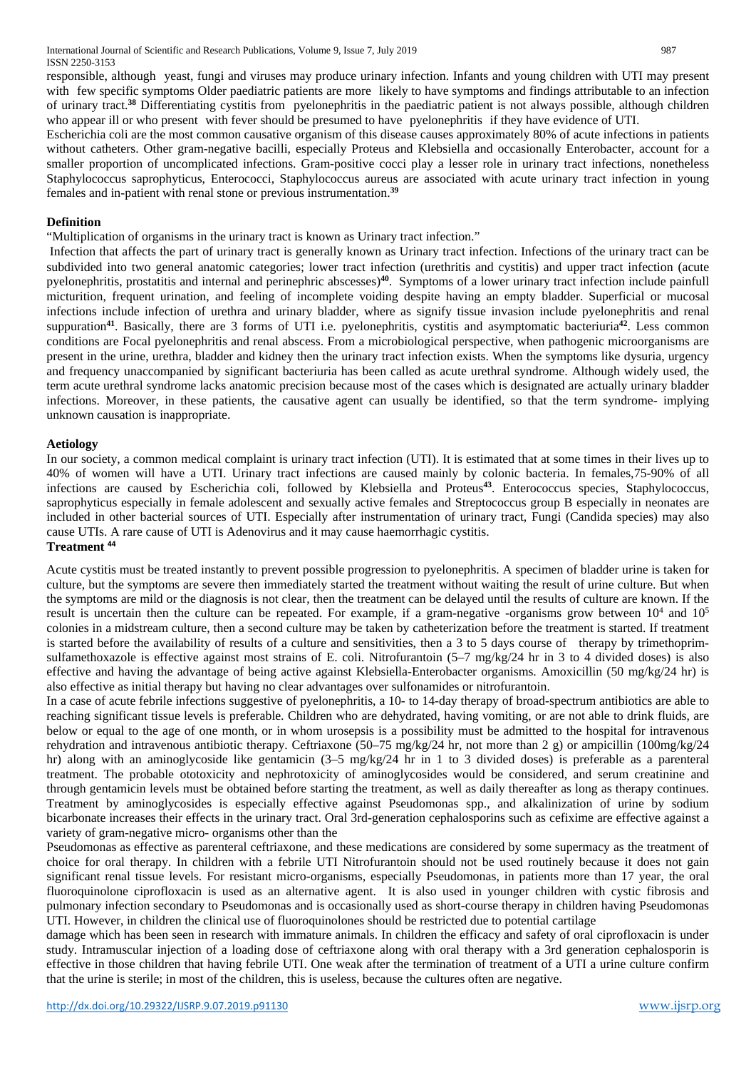responsible, although yeast, fungi and viruses may produce urinary infection. Infants and young children with UTI may present with few specific symptoms Older paediatric patients are more likely to have symptoms and findings attributable to an infection of urinary tract.[38] Differentiating cystitis from pyelonephritis in the paediatric patient is not always possible, although children who appear ill or who present with fever should be presumed to have pyelonephritis if they have evidence of UTI.

Escherichia coli are the most common causative organism of this disease causes approximately 80% of acute infections in patients without catheters. Other gram-negative bacilli, especially Proteus and Klebsiella and occasionally Enterobacter, account for a smaller proportion of uncomplicated infections. Gram-positive cocci play a lesser role in urinary tract infections, nonetheless Staphylococcus saprophyticus, Enterococci, Staphylococcus aureus are associated with acute urinary tract infection in young females and in-patient with renal stone or previous instrumentation.[39]

**Definition**

"Multiplication of organisms in the urinary tract is known as Urinary tract infection."

Infection that affects the part of urinary tract is generally known as Urinary tract infection. Infections of the urinary tract can be subdivided into two general anatomic categories; lower tract infection (urethritis and cystitis) and upper tract infection (acute pyelonephritis, prostatitis and internal and perinephric abscesses)[40]. Symptoms of a lower urinary tract infection include painfull micturition, frequent urination, and feeling of incomplete voiding despite having an empty bladder. Superficial or mucosal infections include infection of urethra and urinary bladder, where as signify tissue invasion include pyelonephritis and renal suppuration[41]. Basically, there are 3 forms of UTI i.e. pyelonephritis, cystitis and asymptomatic bacteriuria[42]. Less common conditions are Focal pyelonephritis and renal abscess. From a microbiological perspective, when pathogenic microorganisms are present in the urine, urethra, bladder and kidney then the urinary tract infection exists. When the symptoms like dysuria, urgency and frequency unaccompanied by significant bacteriuria has been called as acute urethral syndrome. Although widely used, the term acute urethral syndrome lacks anatomic precision because most of the cases which is designated are actually urinary bladder infections. Moreover, in these patients, the causative agent can usually be identified, so that the term syndrome- implying unknown causation is inappropriate.

**Aetiology**

In our society, a common medical complaint is urinary tract infection (UTI). It is estimated that at some times in their lives up to 40% of women will have a UTI. Urinary tract infections are caused mainly by colonic bacteria. In females,75-90% of all infections are caused by Escherichia coli, followed by Klebsiella and Proteus[43]. Enterococcus species, Staphylococcus, saprophyticus especially in female adolescent and sexually active females and Streptococcus group B especially in neonates are included in other bacterial sources of UTI. Especially after instrumentation of urinary tract, Fungi (Candida species) may also cause UTIs. A rare cause of UTI is Adenovirus and it may cause haemorrhagic cystitis.

**Treatment [44]**

Acute cystitis must be treated instantly to prevent possible progression to pyelonephritis. A specimen of bladder urine is taken for culture, but the symptoms are severe then immediately started the treatment without waiting the result of urine culture. But when the symptoms are mild or the diagnosis is not clear, then the treatment can be delayed until the results of culture are known. If the result is uncertain then the culture can be repeated. For example, if a gram-negative -organisms grow between $10^4$ and $10^5$ colonies in a midstream culture, then a second culture may be taken by catheterization before the treatment is started. If treatment is started before the availability of results of a culture and sensitivities, then a 3 to 5 days course of therapy by trimethoprim-sulfamethoxazole is effective against most strains of E. coli. Nitrofurantoin (5–7 mg/kg/24 hr in 3 to 4 divided doses) is also effective and having the advantage of being active against Klebsiella-Enterobacter organisms. Amoxicillin (50 mg/kg/24 hr) is also effective as initial therapy but having no clear advantages over sulfonamides or nitrofurantoin.

In a case of acute febrile infections suggestive of pyelonephritis, a 10- to 14-day therapy of broad-spectrum antibiotics are able to reaching significant tissue levels is preferable. Children who are dehydrated, having vomiting, or are not able to drink fluids, are below or equal to the age of one month, or in whom urosepsis is a possibility must be admitted to the hospital for intravenous rehydration and intravenous antibiotic therapy. Ceftriaxone (50–75 mg/kg/24 hr, not more than 2 g) or ampicillin (100mg/kg/24 hr) along with an aminoglycoside like gentamicin (3–5 mg/kg/24 hr in 1 to 3 divided doses) is preferable as a parenteral treatment. The probable ototoxicity and nephrotoxicity of aminoglycosides would be considered, and serum creatinine and through gentamicin levels must be obtained before starting the treatment, as well as daily thereafter as long as therapy continues. Treatment by aminoglycosides is especially effective against Pseudomonas spp., and alkalinization of urine by sodium bicarbonate increases their effects in the urinary tract. Oral 3rd-generation cephalosporins such as cefixime are effective against a variety of gram-negative micro- organisms other than the

Pseudomonas as effective as parenteral ceftriaxone, and these medications are considered by some supermacy as the treatment of choice for oral therapy. In children with a febrile UTI Nitrofurantoin should not be used routinely because it does not gain significant renal tissue levels. For resistant micro-organisms, especially Pseudomonas, in patients more than 17 year, the oral fluoroquinolone ciprofloxacin is used as an alternative agent. It is also used in younger children with cystic fibrosis and pulmonary infection secondary to Pseudomonas and is occasionally used as short-course therapy in children having Pseudomonas UTI. However, in children the clinical use of fluoroquinolones should be restricted due to potential cartilage

damage which has been seen in research with immature animals. In children the efficacy and safety of oral ciprofloxacin is under study. Intramuscular injection of a loading dose of ceftriaxone along with oral therapy with a 3rd generation cephalosporin is effective in those children that having febrile UTI. One weak after the termination of treatment of a UTI a urine culture confirm that the urine is sterile; in most of the children, this is useless, because the cultures often are negative.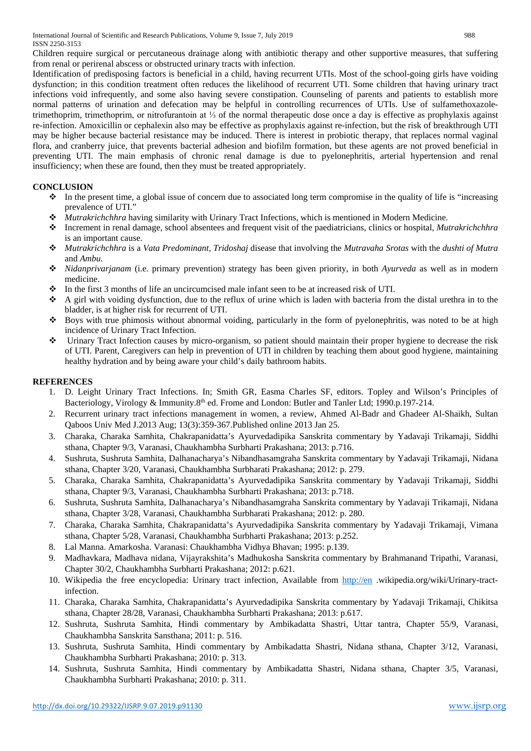Children require surgical or percutaneous drainage along with antibiotic therapy and other supportive measures, that suffering from renal or perirenal abscess or obstructed urinary tracts with infection.

Identification of predisposing factors is beneficial in a child, having recurrent UTIs. Most of the school-going girls have voiding dysfunction; in this condition treatment often reduces the likelihood of recurrent UTI. Some children that having urinary tract infections void infrequently, and some also having severe constipation. Counseling of parents and patients to establish more normal patterns of urination and defecation may be helpful in controlling recurrences of UTIs. Use of sulfamethoxazole-trimethoprim, trimethoprim, or nitrofurantoin at ⅓ of the normal therapeutic dose once a day is effective as prophylaxis against re-infection. Amoxicillin or cephalexin also may be effective as prophylaxis against re-infection, but the risk of breakthrough UTI may be higher because bacterial resistance may be induced. There is interest in probiotic therapy, that replaces normal vaginal flora, and cranberry juice, that prevents bacterial adhesion and biofilm formation, but these agents are not proved beneficial in preventing UTI. The main emphasis of chronic renal damage is due to pyelonephritis, arterial hypertension and renal insufficiency; when these are found, then they must be treated appropriately.

## CONCLUSION

- In the present time, a global issue of concern due to associated long term compromise in the quality of life is "increasing prevalence of UTI."
- *Mutrakrichchhra* having similarity with Urinary Tract Infections, which is mentioned in Modern Medicine.
- Increment in renal damage, school absentees and frequent visit of the paediatricians, clinics or hospital, *Mutrakrichchhra* is an important cause.
- *Mutrakrichchhra* is a *Vata Predominant, Tridoshaj* disease that involving the *Mutravaha Srotas* with the *dushti of Mutra* and *Ambu.*
- *Nidanprivarjanam* (i.e. primary prevention) strategy has been given priority, in both *Ayurveda* as well as in modern medicine.
- In the first 3 months of life an uncircumcised male infant seen to be at increased risk of UTI.
- A girl with voiding dysfunction, due to the reflux of urine which is laden with bacteria from the distal urethra in to the bladder, is at higher risk for recurrent of UTI.
- Boys with true phimosis without abnormal voiding, particularly in the form of pyelonephritis, was noted to be at high incidence of Urinary Tract Infection.
- Urinary Tract Infection causes by micro-organism, so patient should maintain their proper hygiene to decrease the risk of UTI. Parent, Caregivers can help in prevention of UTI in children by teaching them about good hygiene, maintaining healthy hydration and by being aware your child's daily bathroom habits.

## REFERENCES

1. D. Leight Urinary Tract Infections. In; Smith GR, Easma Charles SF, editors. Topley and Wilson's Principles of Bacteriology, Virology & Immunity.8th ed. Frome and London: Butler and Tanler Ltd; 1990.p.197-214.
2. Recurrent urinary tract infections management in women, a review, Ahmed Al-Badr and Ghadeer Al-Shaikh, Sultan Qaboos Univ Med J.2013 Aug; 13(3):359-367.Published online 2013 Jan 25.
3. Charaka, Charaka Samhita, Chakrapanidatta's Ayurvedadipika Sanskrita commentary by Yadavaji Trikamaji, Siddhi sthana, Chapter 9/3, Varanasi, Chaukhambha Surbharti Prakashana; 2013: p.716.
4. Sushruta, Sushruta Samhita, Dalhanacharya's Nibandhasamgraha Sanskrita commentary by Yadavaji Trikamaji, Nidana sthana, Chapter 3/20, Varanasi, Chaukhambha Surbharati Prakashana; 2012: p. 279.
5. Charaka, Charaka Samhita, Chakrapanidatta's Ayurvedadipika Sanskrita commentary by Yadavaji Trikamaji, Siddhi sthana, Chapter 9/3, Varanasi, Chaukhambha Surbharti Prakashana; 2013: p.718.
6. Sushruta, Sushruta Samhita, Dalhanacharya's Nibandhasamgraha Sanskrita commentary by Yadavaji Trikamaji, Nidana sthana, Chapter 3/28, Varanasi, Chaukhambha Surbharati Prakashana; 2012: p. 280.
7. Charaka, Charaka Samhita, Chakrapanidatta's Ayurvedadipika Sanskrita commentary by Yadavaji Trikamaji, Vimana sthana, Chapter 5/28, Varanasi, Chaukhambha Surbharti Prakashana; 2013: p.252.
8. Lal Manna. Amarkosha. Varanasi: Chaukhambha Vidhya Bhavan; 1995: p.139.
9. Madhavkara, Madhava nidana, Vijayrakshita's Madhukosha Sanskrita commentary by Brahmanand Tripathi, Varanasi, Chapter 30/2, Chaukhambha Surbharti Prakashana; 2012: p.621.
10. Wikipedia the free encyclopedia: Urinary tract infection, Available from http://en .wikipedia.org/wiki/Urinary-tract-infection.
11. Charaka, Charaka Samhita, Chakrapanidatta's Ayurvedadipika Sanskrita commentary by Yadavaji Trikamaji, Chikitsa sthana, Chapter 28/28, Varanasi, Chaukhambha Surbharti Prakashana; 2013: p.617.
12. Sushruta, Sushruta Samhita, Hindi commentary by Ambikadatta Shastri, Uttar tantra, Chapter 55/9, Varanasi, Chaukhambha Sanskrita Sansthana; 2011: p. 516.
13. Sushruta, Sushruta Samhita, Hindi commentary by Ambikadatta Shastri, Nidana sthana, Chapter 3/12, Varanasi, Chaukhambha Surbharti Prakashana; 2010: p. 313.
14. Sushruta, Sushruta Samhita, Hindi commentary by Ambikadatta Shastri, Nidana sthana, Chapter 3/5, Varanasi, Chaukhambha Surbharti Prakashana; 2010: p. 311.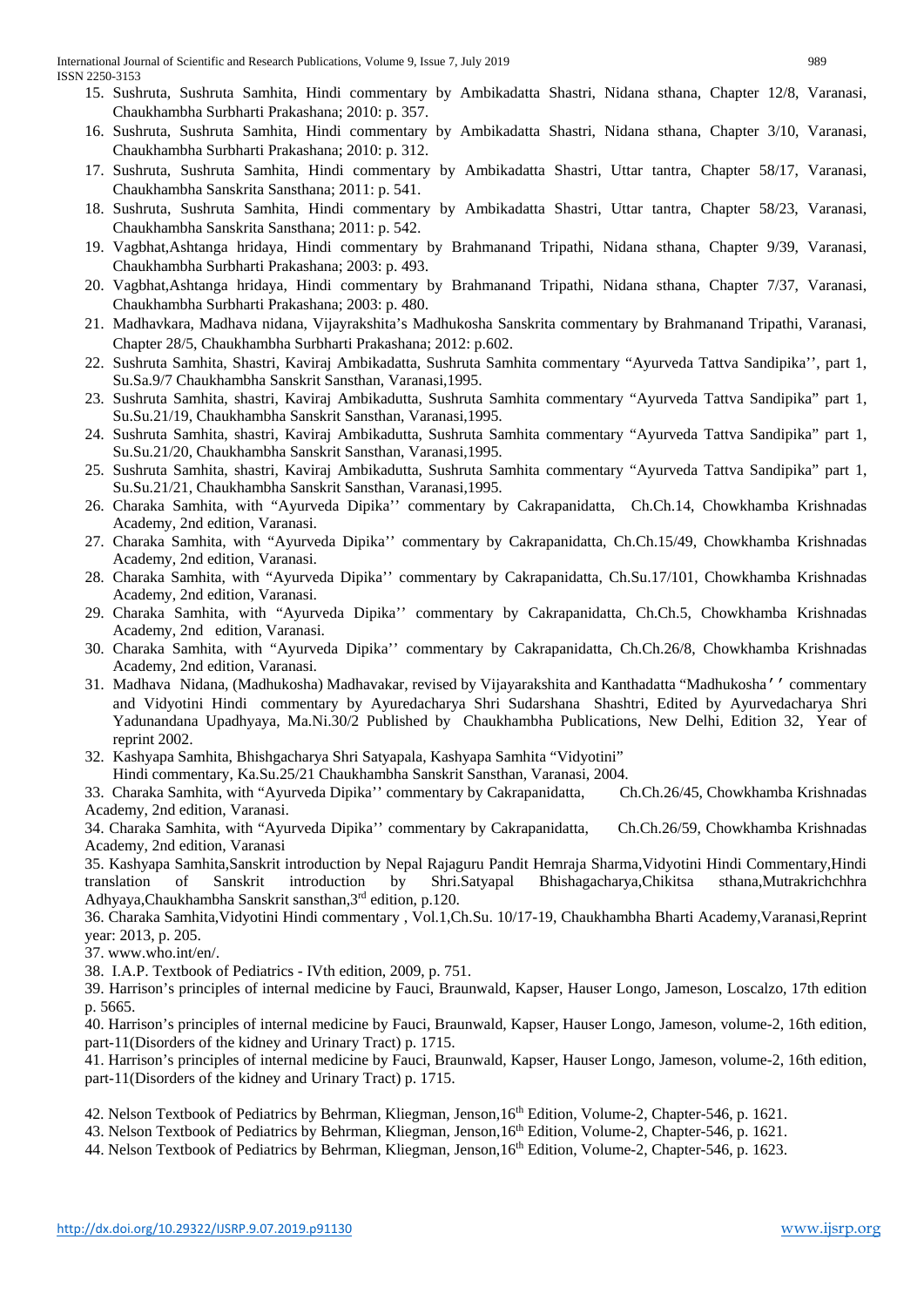15. Sushruta, Sushruta Samhita, Hindi commentary by Ambikadatta Shastri, Nidana sthana, Chapter 12/8, Varanasi, Chaukhambha Surbharti Prakashana; 2010: p. 357.
16. Sushruta, Sushruta Samhita, Hindi commentary by Ambikadatta Shastri, Nidana sthana, Chapter 3/10, Varanasi, Chaukhambha Surbharti Prakashana; 2010: p. 312.
17. Sushruta, Sushruta Samhita, Hindi commentary by Ambikadatta Shastri, Uttar tantra, Chapter 58/17, Varanasi, Chaukhambha Sanskrita Sansthana; 2011: p. 541.
18. Sushruta, Sushruta Samhita, Hindi commentary by Ambikadatta Shastri, Uttar tantra, Chapter 58/23, Varanasi, Chaukhambha Sanskrita Sansthana; 2011: p. 542.
19. Vagbhat,Ashtanga hridaya, Hindi commentary by Brahmanand Tripathi, Nidana sthana, Chapter 9/39, Varanasi, Chaukhambha Surbharti Prakashana; 2003: p. 493.
20. Vagbhat,Ashtanga hridaya, Hindi commentary by Brahmanand Tripathi, Nidana sthana, Chapter 7/37, Varanasi, Chaukhambha Surbharti Prakashana; 2003: p. 480.
21. Madhavkara, Madhava nidana, Vijayrakshita's Madhukosha Sanskrita commentary by Brahmanand Tripathi, Varanasi, Chapter 28/5, Chaukhambha Surbharti Prakashana; 2012: p.602.
22. Sushruta Samhita, Shastri, Kaviraj Ambikadatta, Sushruta Samhita commentary "Ayurveda Tattva Sandipika'', part 1, Su.Sa.9/7 Chaukhambha Sanskrit Sansthan, Varanasi,1995.
23. Sushruta Samhita, shastri, Kaviraj Ambikadutta, Sushruta Samhita commentary "Ayurveda Tattva Sandipika" part 1, Su.Su.21/19, Chaukhambha Sanskrit Sansthan, Varanasi,1995.
24. Sushruta Samhita, shastri, Kaviraj Ambikadutta, Sushruta Samhita commentary "Ayurveda Tattva Sandipika" part 1, Su.Su.21/20, Chaukhambha Sanskrit Sansthan, Varanasi,1995.
25. Sushruta Samhita, shastri, Kaviraj Ambikadutta, Sushruta Samhita commentary "Ayurveda Tattva Sandipika" part 1, Su.Su.21/21, Chaukhambha Sanskrit Sansthan, Varanasi,1995.
26. Charaka Samhita, with "Ayurveda Dipika'' commentary by Cakrapanidatta, Ch.Ch.14, Chowkhamba Krishnadas Academy, 2nd edition, Varanasi.
27. Charaka Samhita, with "Ayurveda Dipika'' commentary by Cakrapanidatta, Ch.Ch.15/49, Chowkhamba Krishnadas Academy, 2nd edition, Varanasi.
28. Charaka Samhita, with "Ayurveda Dipika'' commentary by Cakrapanidatta, Ch.Su.17/101, Chowkhamba Krishnadas Academy, 2nd edition, Varanasi.
29. Charaka Samhita, with "Ayurveda Dipika'' commentary by Cakrapanidatta, Ch.Ch.5, Chowkhamba Krishnadas Academy, 2nd edition, Varanasi.
30. Charaka Samhita, with "Ayurveda Dipika'' commentary by Cakrapanidatta, Ch.Ch.26/8, Chowkhamba Krishnadas Academy, 2nd edition, Varanasi.
31. Madhava Nidana, (Madhukosha) Madhavakar, revised by Vijayarakshita and Kanthadatta "Madhukosha'' commentary and Vidyotini Hindi commentary by Ayuredacharya Shri Sudarshana Shashtri, Edited by Ayurvedacharya Shri Yadunandana Upadhyaya, Ma.Ni.30/2 Published by Chaukhambha Publications, New Delhi, Edition 32, Year of reprint 2002.
32. Kashyapa Samhita, Bhishgacharya Shri Satyapala, Kashyapa Samhita "Vidyotini" Hindi commentary, Ka.Su.25/21 Chaukhambha Sanskrit Sansthan, Varanasi, 2004.
33. Charaka Samhita, with "Ayurveda Dipika'' commentary by Cakrapanidatta, Ch.Ch.26/45, Chowkhamba Krishnadas Academy, 2nd edition, Varanasi.
34. Charaka Samhita, with "Ayurveda Dipika'' commentary by Cakrapanidatta, Ch.Ch.26/59, Chowkhamba Krishnadas Academy, 2nd edition, Varanasi
35. Kashyapa Samhita,Sanskrit introduction by Nepal Rajaguru Pandit Hemraja Sharma,Vidyotini Hindi Commentary,Hindi translation of Sanskrit introduction by Shri.Satyapal Bhishagacharya,Chikitsa sthana,Mutrakrichchhra Adhyaya,Chaukhambha Sanskrit sansthan,3rd edition, p.120.
36. Charaka Samhita,Vidyotini Hindi commentary , Vol.1,Ch.Su. 10/17-19, Chaukhambha Bharti Academy,Varanasi,Reprint year: 2013, p. 205.
37. www.who.int/en/.
38. I.A.P. Textbook of Pediatrics - IVth edition, 2009, p. 751.
39. Harrison's principles of internal medicine by Fauci, Braunwald, Kapser, Hauser Longo, Jameson, Loscalzo, 17th edition p. 5665.
40. Harrison's principles of internal medicine by Fauci, Braunwald, Kapser, Hauser Longo, Jameson, volume-2, 16th edition, part-11(Disorders of the kidney and Urinary Tract) p. 1715.
41. Harrison's principles of internal medicine by Fauci, Braunwald, Kapser, Hauser Longo, Jameson, volume-2, 16th edition, part-11(Disorders of the kidney and Urinary Tract) p. 1715.
42. Nelson Textbook of Pediatrics by Behrman, Kliegman, Jenson,16th Edition, Volume-2, Chapter-546, p. 1621.
43. Nelson Textbook of Pediatrics by Behrman, Kliegman, Jenson,16th Edition, Volume-2, Chapter-546, p. 1621.
44. Nelson Textbook of Pediatrics by Behrman, Kliegman, Jenson,16th Edition, Volume-2, Chapter-546, p. 1623.